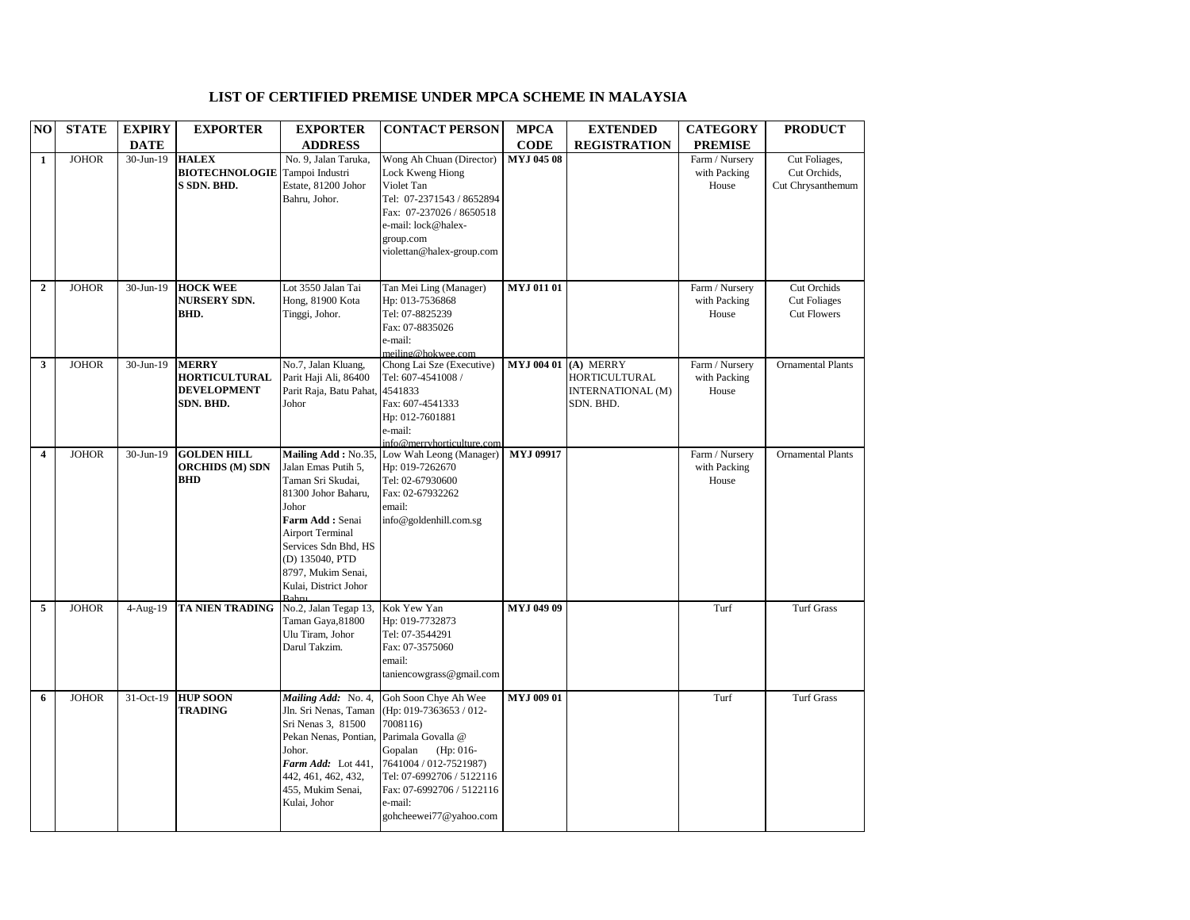# LIST OF CERTIFIED PREMISE UNDER MPCA SCHEME IN MALAYSIA

| NO | STATE | EXPIRY DATE | EXPORTER | EXPORTER ADDRESS | CONTACT PERSON | MPCA CODE | EXTENDED REGISTRATION | CATEGORY PREMISE | PRODUCT |
|---|---|---|---|---|---|---|---|---|---|
| 1 | JOHOR | 30-Jun-19 | **HALEX BIOTECHNOLOGIES SDN. BHD.** | No. 9, Jalan Taruka, Tampoi Industri Estate, 81200 Johor Bahru, Johor. | Wong Ah Chuan (Director) Lock Kweng Hiong Violet Tan Tel: 07-2371543 / 8652894 Fax: 07-237026 / 8650518 e-mail: lock@halex-group.com violettan@halex-group.com | **MYJ 045 08** | | Farm / Nursery with Packing House | Cut Foliages, Cut Orchids, Cut Chrysanthemum |
| 2 | JOHOR | 30-Jun-19 | **HOCK WEE NURSERY SDN. BHD.** | Lot 3550 Jalan Tai Hong, 81900 Kota Tinggi, Johor. | Tan Mei Ling (Manager) Hp: 013-7536868 Tel: 07-8825239 Fax: 07-8835026 e-mail: meiling@hokwee.com | **MYJ 011 01** | | Farm / Nursery with Packing House | Cut Orchids Cut Foliages Cut Flowers |
| 3 | JOHOR | 30-Jun-19 | **MERRY HORTICULTURAL DEVELOPMENT SDN. BHD.** | No.7, Jalan Kluang, Parit Haji Ali, 86400 Parit Raja, Batu Pahat, Johor | Chong Lai Sze (Executive) Tel: 607-4541008 / 4541833 Fax: 607-4541333 Hp: 012-7601881 e-mail: info@merryhorticulture.com | **MYJ 004 01** | (A) MERRY HORTICULTURAL INTERNATIONAL (M) SDN. BHD. | Farm / Nursery with Packing House | Ornamental Plants |
| 4 | JOHOR | 30-Jun-19 | **GOLDEN HILL ORCHIDS (M) SDN BHD** | **Mailing Add :** No.35, Jalan Emas Putih 5, Taman Sri Skudai, 81300 Johor Baharu, Johor **Farm Add :** Senai Airport Terminal Services Sdn Bhd, HS (D) 135040, PTD 8797, Mukim Senai, Kulai, District Johor Bahru | Low Wah Leong (Manager) Hp: 019-7262670 Tel: 02-67930600 Fax: 02-67932262 email: info@goldenhill.com.sg | **MYJ 09917** | | Farm / Nursery with Packing House | Ornamental Plants |
| 5 | JOHOR | 4-Aug-19 | **TA NIEN TRADING** | No.2, Jalan Tegap 13, Taman Gaya,81800 Ulu Tiram, Johor Darul Takzim. | Kok Yew Yan Hp: 019-7732873 Tel: 07-3544291 Fax: 07-3575060 email: taniencowgrass@gmail.com | **MYJ 049 09** | | Turf | Turf Grass |
| 6 | JOHOR | 31-Oct-19 | **HUP SOON TRADING** | ***Mailing Add:*** No. 4, Jln. Sri Nenas, Taman Sri Nenas 3, 81500 Pekan Nenas, Pontian, Johor. ***Farm Add:*** Lot 441, 442, 461, 462, 432, 455, Mukim Senai, Kulai, Johor | Goh Soon Chye Ah Wee (Hp: 019-7363653 / 012-7008116) Parimala Govalla @ Gopalan (Hp: 016-7641004 / 012-7521987) Tel: 07-6992706 / 5122116 Fax: 07-6992706 / 5122116 e-mail: gohcheewei77@yahoo.com | **MYJ 009 01** | | Turf | Turf Grass |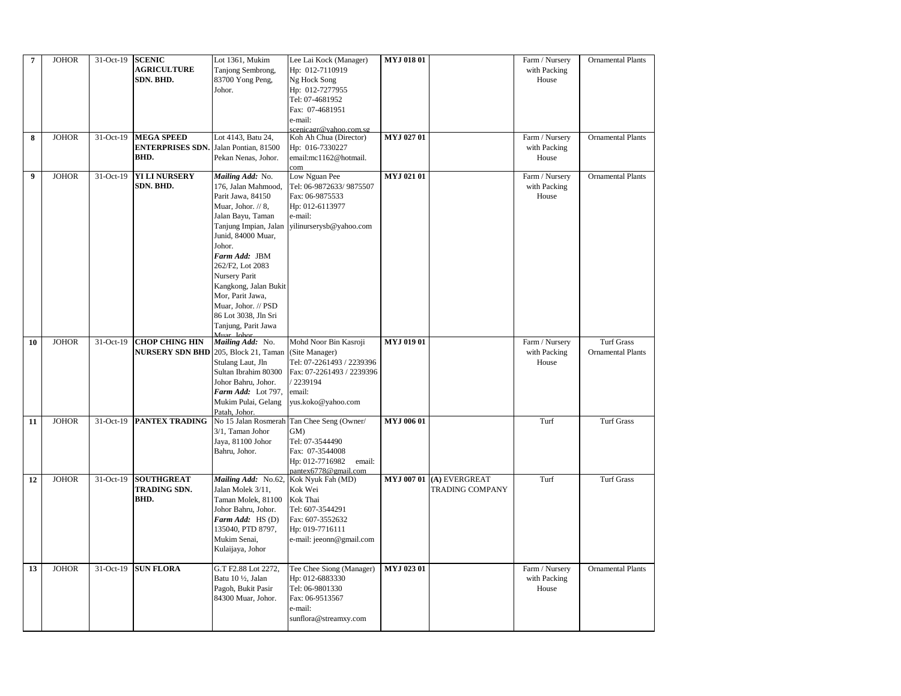| | | | | | | | | | |
|---|---|---|---|---|---|---|---|---|---|
| **7** | JOHOR | 31-Oct-19 | **SCENIC AGRICULTURE SDN. BHD.** | Lot 1361, Mukim Tanjong Sembrong, 83700 Yong Peng, Johor. | Lee Lai Kock (Manager) Hp: 012-7110919 Ng Hock Song Hp: 012-7277955 Tel: 07-4681952 Fax: 07-4681951 e-mail: scenicagr@yahoo.com.sg | **MYJ 018 01** | | Farm / Nursery with Packing House | Ornamental Plants |
| **8** | JOHOR | 31-Oct-19 | **MEGA SPEED ENTERPRISES SDN. BHD.** | Lot 4143, Batu 24, Jalan Pontian, 81500 Pekan Nenas, Johor. | Koh Ah Chua (Director) Hp: 016-7330227 email:mc1162@hotmail.com | **MYJ 027 01** | | Farm / Nursery with Packing House | Ornamental Plants |
| **9** | JOHOR | 31-Oct-19 | **YI LI NURSERY SDN. BHD.** | ***Mailing Add:*** No. 176, Jalan Mahmood, Parit Jawa, 84150 Muar, Johor. // 8, Jalan Bayu, Taman Tanjung Impian, Jalan Junid, 84000 Muar, Johor. ***Farm Add:*** JBM 262/F2, Lot 2083 Nursery Parit Kangkong, Jalan Bukit Mor, Parit Jawa, Muar, Johor. // PSD 86 Lot 3038, Jln Sri Tanjung, Parit Jawa Muar, Johor. | Low Nguan Pee Tel: 06-9872633/ 9875507 Fax: 06-9875533 Hp: 012-6113977 e-mail: yilinurserysb@yahoo.com | **MYJ 021 01** | | Farm / Nursery with Packing House | Ornamental Plants |
| **10** | JOHOR | 31-Oct-19 | **CHOP CHING HIN NURSERY SDN BHD** | ***Mailing Add:*** No. 205, Block 21, Taman Stulang Laut, Jln Sultan Ibrahim 80300 Johor Bahru, Johor. ***Farm Add:*** Lot 797, Mukim Pulai, Gelang Patah, Johor. | Mohd Noor Bin Kasroji (Site Manager) Tel: 07-2261493 / 2239396 Fax: 07-2261493 / 2239396 / 2239194 email: yus.koko@yahoo.com | **MYJ 019 01** | | Farm / Nursery with Packing House | Turf Grass Ornamental Plants |
| **11** | JOHOR | 31-Oct-19 | **PANTEX TRADING** | No 15 Jalan Rosmerah 3/1, Taman Johor Jaya, 81100 Johor Bahru, Johor. | Tan Chee Seng (Owner/ GM) Tel: 07-3544490 Fax: 07-3544008 Hp: 012-7716982 email: pantex6778@gmail.com | **MYJ 006 01** | | Turf | Turf Grass |
| **12** | JOHOR | 31-Oct-19 | **SOUTHGREAT TRADING SDN. BHD.** | ***Mailing Add:*** No.62, Jalan Molek 3/11, Taman Molek, 81100 Johor Bahru, Johor. ***Farm Add:*** HS (D) 135040, PTD 8797, Mukim Senai, Kulaijaya, Johor | Kok Nyuk Fah (MD) Kok Wei Kok Thai Tel: 607-3544291 Fax: 607-3552632 Hp: 019-7716111 e-mail: jeeonn@gmail.com | **MYJ 007 01** | **(A)** EVERGREAT TRADING COMPANY | Turf | Turf Grass |
| **13** | JOHOR | 31-Oct-19 | **SUN FLORA** | G.T F2.88 Lot 2272, Batu 10 ½, Jalan Pagoh, Bukit Pasir 84300 Muar, Johor. | Tee Chee Siong (Manager) Hp: 012-6883330 Tel: 06-9801330 Fax: 06-9513567 e-mail: sunflora@streamxy.com | **MYJ 023 01** | | Farm / Nursery with Packing House | Ornamental Plants |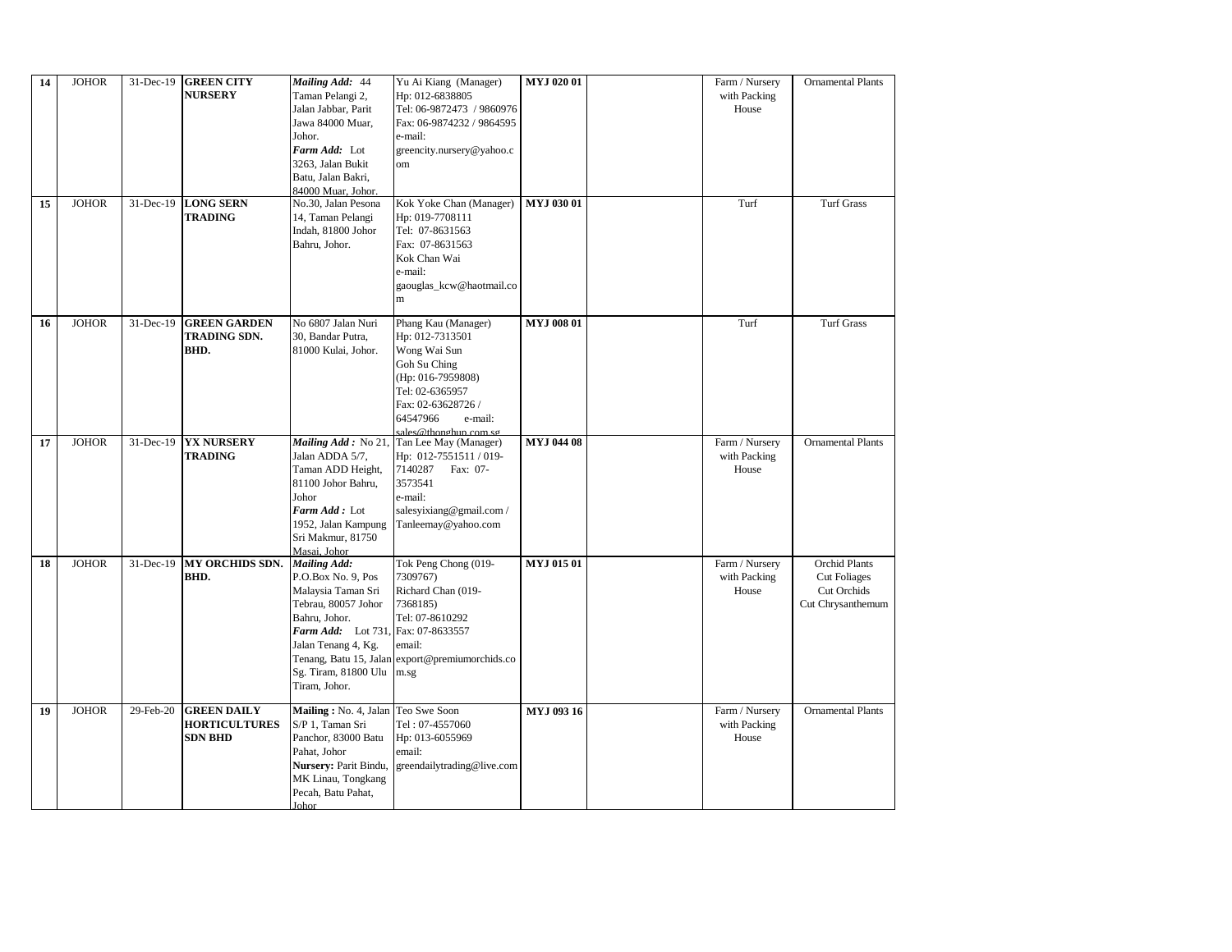| | | | | | | | | | |
|---|---|---|---|---|---|---|---|---|---|
| **14** | JOHOR | 31-Dec-19 | **GREEN CITY NURSERY** | ***Mailing Add:*** 44 Taman Pelangi 2, Jalan Jabbar, Parit Jawa 84000 Muar, Johor. ***Farm Add:*** Lot 3263, Jalan Bukit Batu, Jalan Bakri, 84000 Muar, Johor. | Yu Ai Kiang (Manager) Hp: 012-6838805 Tel: 06-9872473 / 9860976 Fax: 06-9874232 / 9864595 e-mail: greencity.nursery@yahoo.com | **MYJ 020 01** | | Farm / Nursery with Packing House | Ornamental Plants |
| **15** | JOHOR | 31-Dec-19 | **LONG SERN TRADING** | No.30, Jalan Pesona 14, Taman Pelangi Indah, 81800 Johor Bahru, Johor. | Kok Yoke Chan (Manager) Hp: 019-7708111 Tel: 07-8631563 Fax: 07-8631563 Kok Chan Wai e-mail: gaouglas_kcw@haotmail.com | **MYJ 030 01** | | Turf | Turf Grass |
| **16** | JOHOR | 31-Dec-19 | **GREEN GARDEN TRADING SDN. BHD.** | No 6807 Jalan Nuri 30, Bandar Putra, 81000 Kulai, Johor. | Phang Kau (Manager) Hp: 012-7313501 Wong Wai Sun Goh Su Ching (Hp: 016-7959808) Tel: 02-6365957 Fax: 02-63628726 / 64547966 e-mail: sales@thonghup.com.sg | **MYJ 008 01** | | Turf | Turf Grass |
| **17** | JOHOR | 31-Dec-19 | **YX NURSERY TRADING** | ***Mailing Add :*** No 21, Jalan ADDA 5/7, Taman ADD Height, 81100 Johor Bahru, Johor ***Farm Add :*** Lot 1952, Jalan Kampung Sri Makmur, 81750 Masai, Johor | Tan Lee May (Manager) Hp: 012-7551511 / 019-7140287 Fax: 07-3573541 e-mail: salesyixiang@gmail.com / Tanleemay@yahoo.com | **MYJ 044 08** | | Farm / Nursery with Packing House | Ornamental Plants |
| **18** | JOHOR | 31-Dec-19 | **MY ORCHIDS SDN. BHD.** | ***Mailing Add:*** P.O.Box No. 9, Pos Malaysia Taman Sri Tebrau, 80057 Johor Bahru, Johor. ***Farm Add:*** Lot 731, Jalan Tenang 4, Kg. Tenang, Batu 15, Jalan Sg. Tiram, 81800 Ulu Tiram, Johor. | Tok Peng Chong (019-7309767) Richard Chan (019-7368185) Tel: 07-8610292 Fax: 07-8633557 email: export@premiumorchids.com.sg | **MYJ 015 01** | | Farm / Nursery with Packing House | Orchid Plants Cut Foliages Cut Orchids Cut Chrysanthemum |
| **19** | JOHOR | 29-Feb-20 | **GREEN DAILY HORTICULTURES SDN BHD** | **Mailing :** No. 4, Jalan S/P 1, Taman Sri Panchor, 83000 Batu Pahat, Johor **Nursery:** Parit Bindu, MK Linau, Tongkang Pecah, Batu Pahat, Johor | Teo Swe Soon Tel : 07-4557060 Hp: 013-6055969 email: greendailytrading@live.com | **MYJ 093 16** | | Farm / Nursery with Packing House | Ornamental Plants |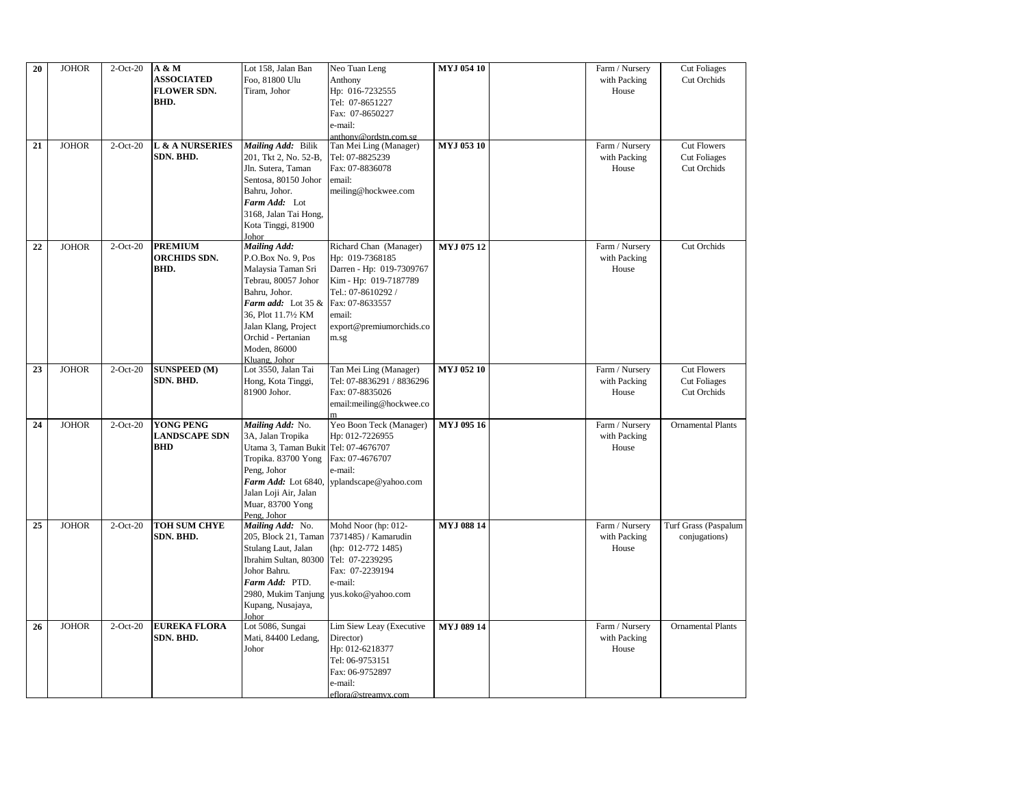| | | | | | | | | | |
|---|---|---|---|---|---|---|---|---|---|
| **20** | JOHOR | 2-Oct-20 | **A & M ASSOCIATED FLOWER SDN. BHD.** | Lot 158, Jalan Ban Foo, 81800 Ulu Tiram, Johor | Neo Tuan Leng Anthony<br>Hp: 016-7232555<br>Tel: 07-8651227<br>Fax: 07-8650227<br>e-mail: anthony@ordstn.com.sg | **MYJ 054 10** | | Farm / Nursery with Packing House | Cut Foliages<br>Cut Orchids |
| **21** | JOHOR | 2-Oct-20 | **L & A NURSERIES SDN. BHD.** | ***Mailing Add:*** Bilik 201, Tkt 2, No. 52-B, Jln. Sutera, Taman Sentosa, 80150 Johor Bahru, Johor.<br>***Farm Add:*** Lot 3168, Jalan Tai Hong, Kota Tinggi, 81900 Johor | Tan Mei Ling (Manager)<br>Tel: 07-8825239<br>Fax: 07-8836078<br>email: meiling@hockwee.com | **MYJ 053 10** | | Farm / Nursery with Packing House | Cut Flowers<br>Cut Foliages<br>Cut Orchids |
| **22** | JOHOR | 2-Oct-20 | **PREMIUM ORCHIDS SDN. BHD.** | ***Mailing Add:*** P.O.Box No. 9, Pos Malaysia Taman Sri Tebrau, 80057 Johor Bahru, Johor.<br>***Farm add:*** Lot 35 & 36, Plot 11.7½ KM Jalan Klang, Project Orchid - Pertanian Moden, 86000 Kluang, Johor | Richard Chan (Manager)<br>Hp: 019-7368185<br>Darren - Hp: 019-7309767<br>Kim - Hp: 019-7187789<br>Tel.: 07-8610292 /<br>Fax: 07-8633557<br>email: export@premiumorchids.com.sg | **MYJ 075 12** | | Farm / Nursery with Packing House | Cut Orchids |
| **23** | JOHOR | 2-Oct-20 | **SUNSPEED (M) SDN. BHD.** | Lot 3550, Jalan Tai Hong, Kota Tinggi, 81900 Johor. | Tan Mei Ling (Manager)<br>Tel: 07-8836291 / 8836296<br>Fax: 07-8835026<br>email:meiling@hockwee.com | **MYJ 052 10** | | Farm / Nursery with Packing House | Cut Flowers<br>Cut Foliages<br>Cut Orchids |
| **24** | JOHOR | 2-Oct-20 | **YONG PENG LANDSCAPE SDN BHD** | ***Mailing Add:*** No. 3A, Jalan Tropika Utama 3, Taman Bukit Tropika. 83700 Yong Peng, Johor<br>***Farm Add:*** Lot 6840, Jalan Loji Air, Jalan Muar, 83700 Yong Peng, Johor | Yeo Boon Teck (Manager)<br>Hp: 012-7226955<br>Tel: 07-4676707<br>Fax: 07-4676707<br>e-mail: yplandscape@yahoo.com | **MYJ 095 16** | | Farm / Nursery with Packing House | Ornamental Plants |
| **25** | JOHOR | 2-Oct-20 | **TOH SUM CHYE SDN. BHD.** | ***Mailing Add:*** No. 205, Block 21, Taman Stulang Laut, Jalan Ibrahim Sultan, 80300 Johor Bahru.<br>***Farm Add:*** PTD. 2980, Mukim Tanjung Kupang, Nusajaya, Johor | Mohd Noor (hp: 012-7371485) / Kamarudin (hp: 012-772 1485)<br>Tel: 07-2239295<br>Fax: 07-2239194<br>e-mail: yus.koko@yahoo.com | **MYJ 088 14** | | Farm / Nursery with Packing House | Turf Grass (Paspalum conjugations) |
| **26** | JOHOR | 2-Oct-20 | **EUREKA FLORA SDN. BHD.** | Lot 5086, Sungai Mati, 84400 Ledang, Johor | Lim Siew Leay (Executive Director)<br>Hp: 012-6218377<br>Tel: 06-9753151<br>Fax: 06-9752897<br>e-mail: eflora@streamyx.com | **MYJ 089 14** | | Farm / Nursery with Packing House | Ornamental Plants |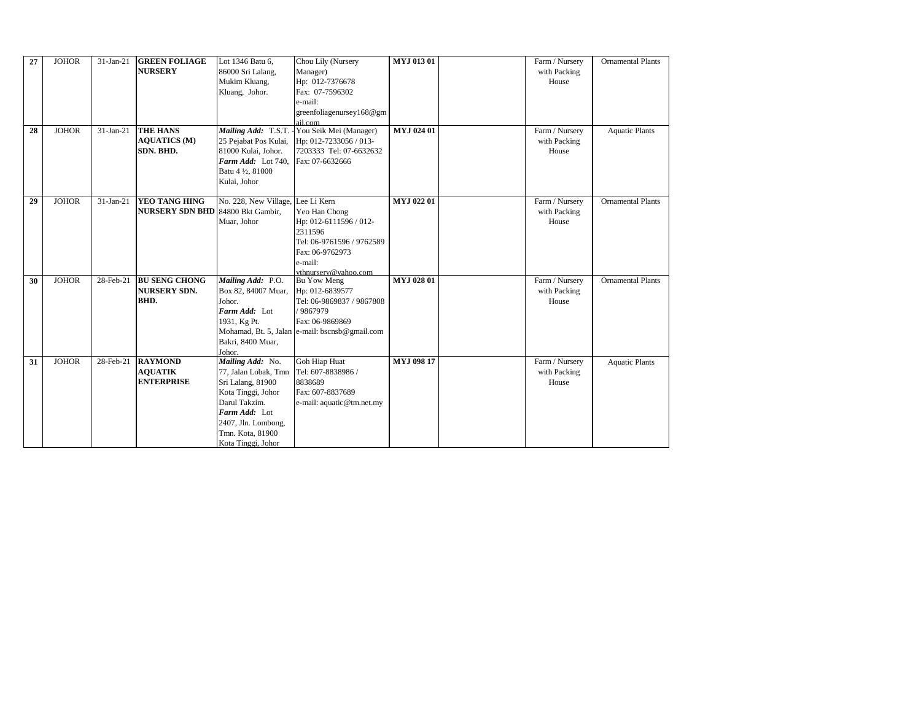| | | | | | | | | | |
|---|---|---|---|---|---|---|---|---|---|
| 27 | JOHOR | 31-Jan-21 | **GREEN FOLIAGE NURSERY** | Lot 1346 Batu 6, 86000 Sri Lalang, Mukim Kluang, Kluang, Johor. | Chou Lily (Nursery Manager) Hp: 012-7376678 Fax: 07-7596302 e-mail: greenfoliagenursey168@gmail.com | **MYJ 013 01** | | Farm / Nursery with Packing House | Ornamental Plants |
| 28 | JOHOR | 31-Jan-21 | **THE HANS AQUATICS (M) SDN. BHD.** | ***Mailing Add:*** T.S.T. - 25 Pejabat Pos Kulai, 81000 Kulai, Johor. ***Farm Add:*** Lot 740, Batu 4 ½, 81000 Kulai, Johor | You Seik Mei (Manager) Hp: 012-7233056 / 013-7203333 Tel: 07-6632632 Fax: 07-6632666 | **MYJ 024 01** | | Farm / Nursery with Packing House | Aquatic Plants |
| 29 | JOHOR | 31-Jan-21 | **YEO TANG HING NURSERY SDN BHD** | No. 228, New Village, 84800 Bkt Gambir, Muar, Johor | Lee Li Kern Yeo Han Chong Hp: 012-6111596 / 012-2311596 Tel: 06-9761596 / 9762589 Fax: 06-9762973 e-mail: ythnursery@yahoo.com | **MYJ 022 01** | | Farm / Nursery with Packing House | Ornamental Plants |
| 30 | JOHOR | 28-Feb-21 | **BU SENG CHONG NURSERY SDN. BHD.** | ***Mailing Add:*** P.O. Box 82, 84007 Muar, Johor. ***Farm Add:*** Lot 1931, Kg Pt. Mohamad, Bt. 5, Jalan Bakri, 8400 Muar, Johor. | Bu Yow Meng Hp: 012-6839577 Tel: 06-9869837 / 9867808 / 9867979 Fax: 06-9869869 e-mail: bscnsb@gmail.com | **MYJ 028 01** | | Farm / Nursery with Packing House | Ornamental Plants |
| 31 | JOHOR | 28-Feb-21 | **RAYMOND AQUATIK ENTERPRISE** | ***Mailing Add:*** No. 77, Jalan Lobak, Tmn Sri Lalang, 81900 Kota Tinggi, Johor Darul Takzim. ***Farm Add:*** Lot 2407, Jln. Lombong, Tmn. Kota, 81900 Kota Tinggi, Johor | Goh Hiap Huat Tel: 607-8838986 / 8838689 Fax: 607-8837689 e-mail: aquatic@tm.net.my | **MYJ 098 17** | | Farm / Nursery with Packing House | Aquatic Plants |